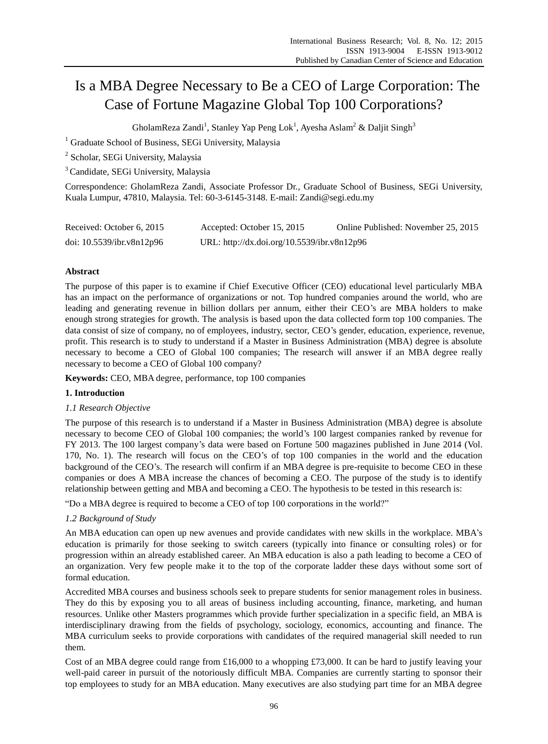# Is a MBA Degree Necessary to Be a CEO of Large Corporation: The Case of Fortune Magazine Global Top 100 Corporations?

GholamReza Zandi[1], Stanley Yap Peng Lok[1], Ayesha Aslam[2] & Daljit Singh[3]

[1] Graduate School of Business, SEGi University, Malaysia

[2] Scholar, SEGi University, Malaysia

[3] Candidate, SEGi University, Malaysia

Correspondence: GholamReza Zandi, Associate Professor Dr., Graduate School of Business, SEGi University, Kuala Lumpur, 47810, Malaysia. Tel: 60-3-6145-3148. E-mail: Zandi@segi.edu.my

Received: October 6, 2015 Accepted: October 15, 2015 Online Published: November 25, 2015

doi: 10.5539/ibr.v8n12p96 URL: http://dx.doi.org/10.5539/ibr.v8n12p96

## Abstract

The purpose of this paper is to examine if Chief Executive Officer (CEO) educational level particularly MBA has an impact on the performance of organizations or not. Top hundred companies around the world, who are leading and generating revenue in billion dollars per annum, either their CEO's are MBA holders to make enough strong strategies for growth. The analysis is based upon the data collected form top 100 companies. The data consist of size of company, no of employees, industry, sector, CEO's gender, education, experience, revenue, profit. This research is to study to understand if a Master in Business Administration (MBA) degree is absolute necessary to become a CEO of Global 100 companies; The research will answer if an MBA degree really necessary to become a CEO of Global 100 company?

**Keywords:** CEO, MBA degree, performance, top 100 companies

## 1. Introduction

### *1.1 Research Objective*

The purpose of this research is to understand if a Master in Business Administration (MBA) degree is absolute necessary to become CEO of Global 100 companies; the world's 100 largest companies ranked by revenue for FY 2013. The 100 largest company's data were based on Fortune 500 magazines published in June 2014 (Vol. 170, No. 1). The research will focus on the CEO's of top 100 companies in the world and the education background of the CEO's. The research will confirm if an MBA degree is pre-requisite to become CEO in these companies or does A MBA increase the chances of becoming a CEO. The purpose of the study is to identify relationship between getting and MBA and becoming a CEO. The hypothesis to be tested in this research is:

"Do a MBA degree is required to become a CEO of top 100 corporations in the world?"

### *1.2 Background of Study*

An MBA education can open up new avenues and provide candidates with new skills in the workplace. MBA's education is primarily for those seeking to switch careers (typically into finance or consulting roles) or for progression within an already established career. An MBA education is also a path leading to become a CEO of an organization. Very few people make it to the top of the corporate ladder these days without some sort of formal education.

Accredited MBA courses and business schools seek to prepare students for senior management roles in business. They do this by exposing you to all areas of business including accounting, finance, marketing, and human resources. Unlike other Masters programmes which provide further specialization in a specific field, an MBA is interdisciplinary drawing from the fields of psychology, sociology, economics, accounting and finance. The MBA curriculum seeks to provide corporations with candidates of the required managerial skill needed to run them.

Cost of an MBA degree could range from £16,000 to a whopping £73,000. It can be hard to justify leaving your well-paid career in pursuit of the notoriously difficult MBA. Companies are currently starting to sponsor their top employees to study for an MBA education. Many executives are also studying part time for an MBA degree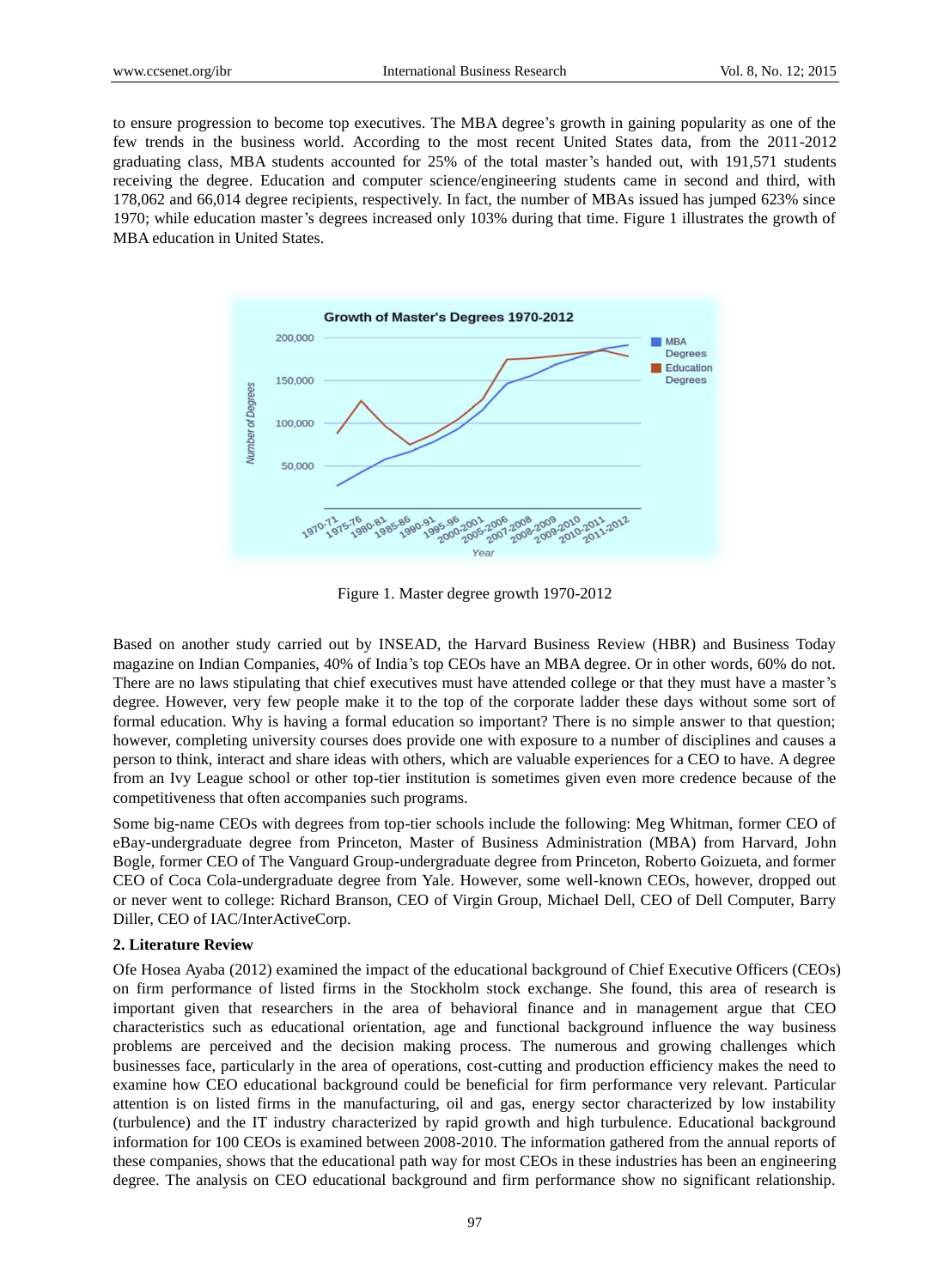to ensure progression to become top executives. The MBA degree's growth in gaining popularity as one of the few trends in the business world. According to the most recent United States data, from the 2011-2012 graduating class, MBA students accounted for 25% of the total master's handed out, with 191,571 students receiving the degree. Education and computer science/engineering students came in second and third, with 178,062 and 66,014 degree recipients, respectively. In fact, the number of MBAs issued has jumped 623% since 1970; while education master's degrees increased only 103% during that time. Figure 1 illustrates the growth of MBA education in United States.

Growth of Master's Degrees 1970-2012

200,000
150,000
100,000
50,000

Number of Degrees

1970-71
1975-76
1980-81
1985-86
1990-91
1995-96
2000-2001
2005-2006
2007-2008
2008-2009
2009-2010
2010-2011
2011-2012

Year

MBA Degrees
Education Degrees

Figure 1. Master degree growth 1970-2012

Based on another study carried out by INSEAD, the Harvard Business Review (HBR) and Business Today magazine on Indian Companies, 40% of India's top CEOs have an MBA degree. Or in other words, 60% do not. There are no laws stipulating that chief executives must have attended college or that they must have a master's degree. However, very few people make it to the top of the corporate ladder these days without some sort of formal education. Why is having a formal education so important? There is no simple answer to that question; however, completing university courses does provide one with exposure to a number of disciplines and causes a person to think, interact and share ideas with others, which are valuable experiences for a CEO to have. A degree from an Ivy League school or other top-tier institution is sometimes given even more credence because of the competitiveness that often accompanies such programs.

Some big-name CEOs with degrees from top-tier schools include the following: Meg Whitman, former CEO of eBay-undergraduate degree from Princeton, Master of Business Administration (MBA) from Harvard, John Bogle, former CEO of The Vanguard Group-undergraduate degree from Princeton, Roberto Goizueta, and former CEO of Coca Cola-undergraduate degree from Yale. However, some well-known CEOs, however, dropped out or never went to college: Richard Branson, CEO of Virgin Group, Michael Dell, CEO of Dell Computer, Barry Diller, CEO of IAC/InterActiveCorp.

## 2. Literature Review

Ofe Hosea Ayaba (2012) examined the impact of the educational background of Chief Executive Officers (CEOs) on firm performance of listed firms in the Stockholm stock exchange. She found, this area of research is important given that researchers in the area of behavioral finance and in management argue that CEO characteristics such as educational orientation, age and functional background influence the way business problems are perceived and the decision making process. The numerous and growing challenges which businesses face, particularly in the area of operations, cost-cutting and production efficiency makes the need to examine how CEO educational background could be beneficial for firm performance very relevant. Particular attention is on listed firms in the manufacturing, oil and gas, energy sector characterized by low instability (turbulence) and the IT industry characterized by rapid growth and high turbulence. Educational background information for 100 CEOs is examined between 2008-2010. The information gathered from the annual reports of these companies, shows that the educational path way for most CEOs in these industries has been an engineering degree. The analysis on CEO educational background and firm performance show no significant relationship.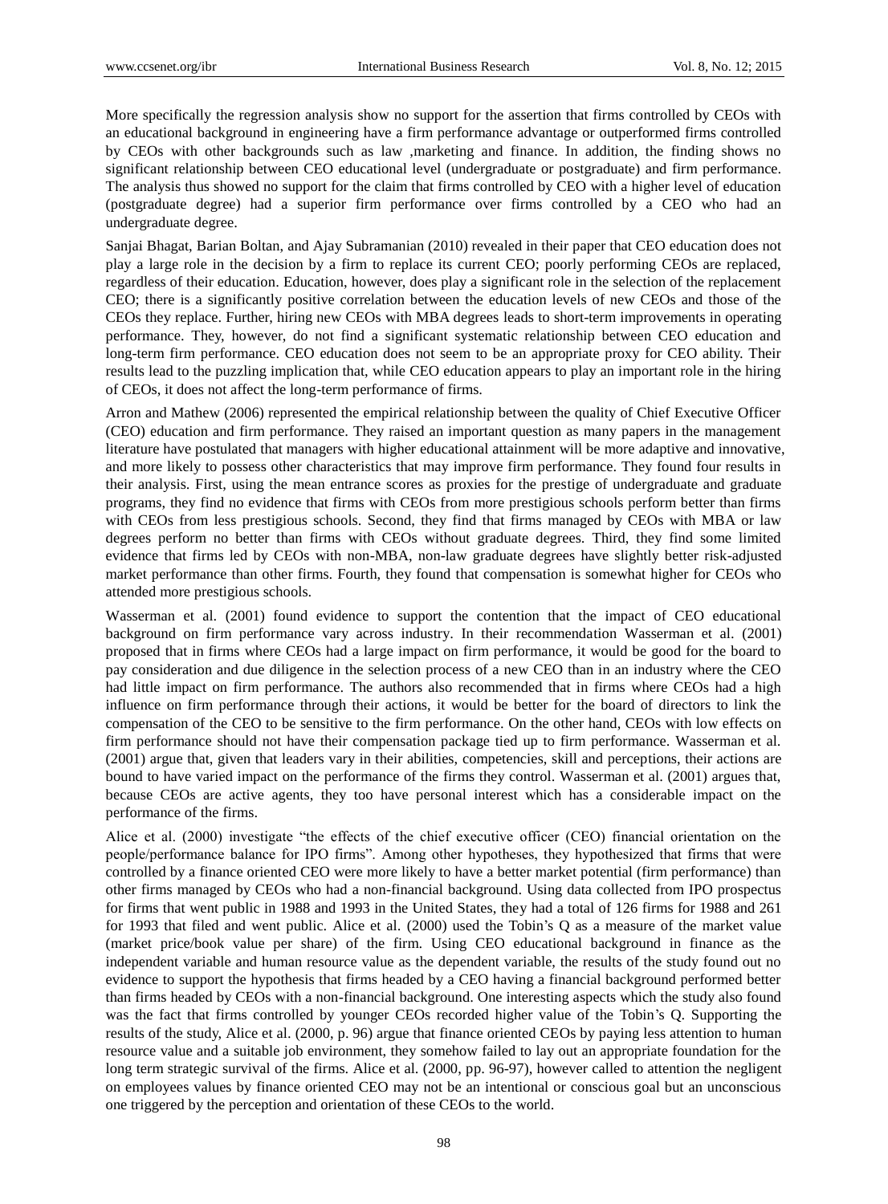More specifically the regression analysis show no support for the assertion that firms controlled by CEOs with an educational background in engineering have a firm performance advantage or outperformed firms controlled by CEOs with other backgrounds such as law ,marketing and finance. In addition, the finding shows no significant relationship between CEO educational level (undergraduate or postgraduate) and firm performance. The analysis thus showed no support for the claim that firms controlled by CEO with a higher level of education (postgraduate degree) had a superior firm performance over firms controlled by a CEO who had an undergraduate degree.

Sanjai Bhagat, Barian Boltan, and Ajay Subramanian (2010) revealed in their paper that CEO education does not play a large role in the decision by a firm to replace its current CEO; poorly performing CEOs are replaced, regardless of their education. Education, however, does play a significant role in the selection of the replacement CEO; there is a significantly positive correlation between the education levels of new CEOs and those of the CEOs they replace. Further, hiring new CEOs with MBA degrees leads to short-term improvements in operating performance. They, however, do not find a significant systematic relationship between CEO education and long-term firm performance. CEO education does not seem to be an appropriate proxy for CEO ability. Their results lead to the puzzling implication that, while CEO education appears to play an important role in the hiring of CEOs, it does not affect the long-term performance of firms.

Arron and Mathew (2006) represented the empirical relationship between the quality of Chief Executive Officer (CEO) education and firm performance. They raised an important question as many papers in the management literature have postulated that managers with higher educational attainment will be more adaptive and innovative, and more likely to possess other characteristics that may improve firm performance. They found four results in their analysis. First, using the mean entrance scores as proxies for the prestige of undergraduate and graduate programs, they find no evidence that firms with CEOs from more prestigious schools perform better than firms with CEOs from less prestigious schools. Second, they find that firms managed by CEOs with MBA or law degrees perform no better than firms with CEOs without graduate degrees. Third, they find some limited evidence that firms led by CEOs with non-MBA, non-law graduate degrees have slightly better risk-adjusted market performance than other firms. Fourth, they found that compensation is somewhat higher for CEOs who attended more prestigious schools.

Wasserman et al. (2001) found evidence to support the contention that the impact of CEO educational background on firm performance vary across industry. In their recommendation Wasserman et al. (2001) proposed that in firms where CEOs had a large impact on firm performance, it would be good for the board to pay consideration and due diligence in the selection process of a new CEO than in an industry where the CEO had little impact on firm performance. The authors also recommended that in firms where CEOs had a high influence on firm performance through their actions, it would be better for the board of directors to link the compensation of the CEO to be sensitive to the firm performance. On the other hand, CEOs with low effects on firm performance should not have their compensation package tied up to firm performance. Wasserman et al. (2001) argue that, given that leaders vary in their abilities, competencies, skill and perceptions, their actions are bound to have varied impact on the performance of the firms they control. Wasserman et al. (2001) argues that, because CEOs are active agents, they too have personal interest which has a considerable impact on the performance of the firms.

Alice et al. (2000) investigate "the effects of the chief executive officer (CEO) financial orientation on the people/performance balance for IPO firms". Among other hypotheses, they hypothesized that firms that were controlled by a finance oriented CEO were more likely to have a better market potential (firm performance) than other firms managed by CEOs who had a non-financial background. Using data collected from IPO prospectus for firms that went public in 1988 and 1993 in the United States, they had a total of 126 firms for 1988 and 261 for 1993 that filed and went public. Alice et al. (2000) used the Tobin's Q as a measure of the market value (market price/book value per share) of the firm. Using CEO educational background in finance as the independent variable and human resource value as the dependent variable, the results of the study found out no evidence to support the hypothesis that firms headed by a CEO having a financial background performed better than firms headed by CEOs with a non-financial background. One interesting aspects which the study also found was the fact that firms controlled by younger CEOs recorded higher value of the Tobin's Q. Supporting the results of the study, Alice et al. (2000, p. 96) argue that finance oriented CEOs by paying less attention to human resource value and a suitable job environment, they somehow failed to lay out an appropriate foundation for the long term strategic survival of the firms. Alice et al. (2000, pp. 96-97), however called to attention the negligent on employees values by finance oriented CEO may not be an intentional or conscious goal but an unconscious one triggered by the perception and orientation of these CEOs to the world.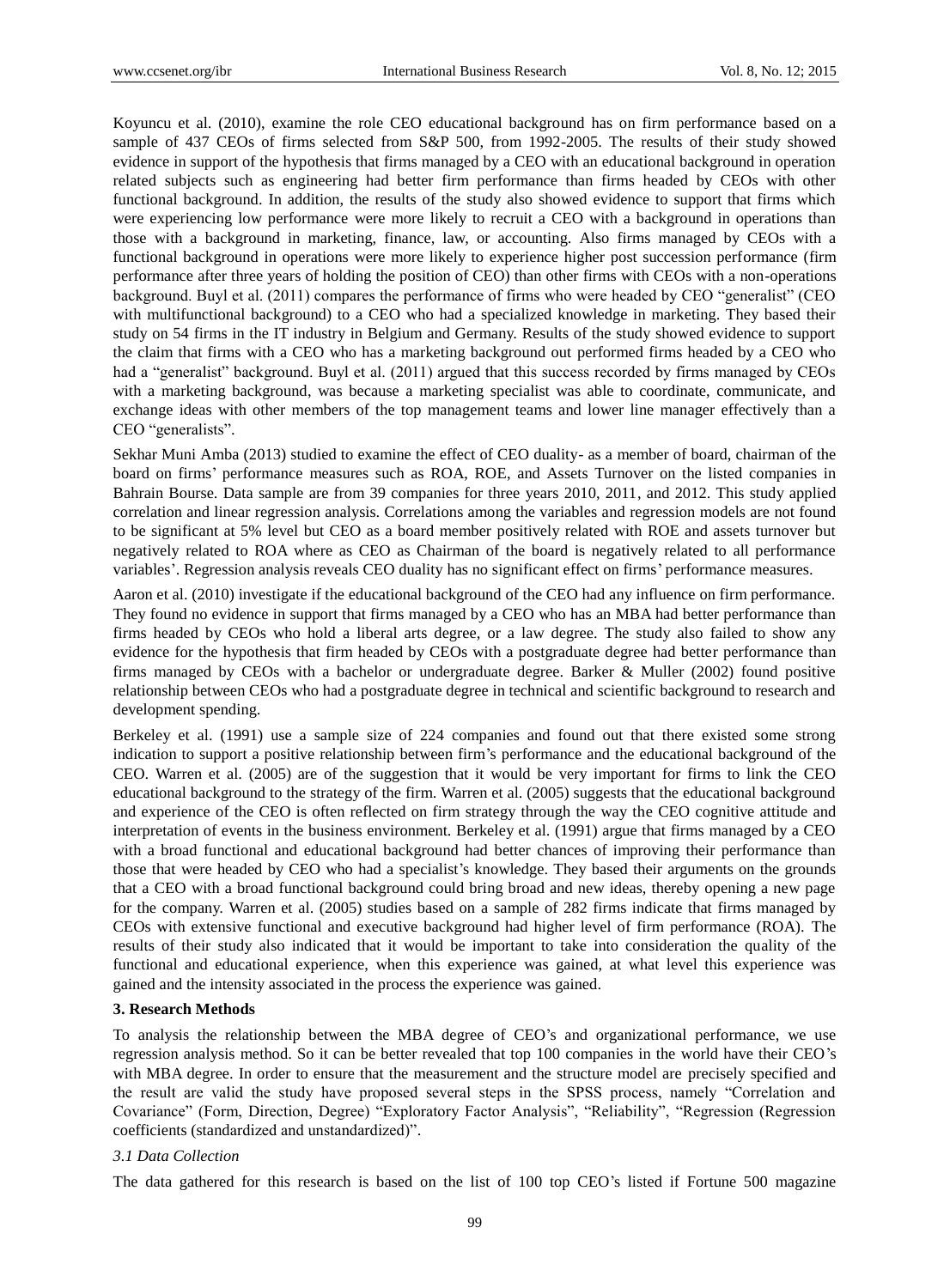Koyuncu et al. (2010), examine the role CEO educational background has on firm performance based on a sample of 437 CEOs of firms selected from S&P 500, from 1992-2005. The results of their study showed evidence in support of the hypothesis that firms managed by a CEO with an educational background in operation related subjects such as engineering had better firm performance than firms headed by CEOs with other functional background. In addition, the results of the study also showed evidence to support that firms which were experiencing low performance were more likely to recruit a CEO with a background in operations than those with a background in marketing, finance, law, or accounting. Also firms managed by CEOs with a functional background in operations were more likely to experience higher post succession performance (firm performance after three years of holding the position of CEO) than other firms with CEOs with a non-operations background. Buyl et al. (2011) compares the performance of firms who were headed by CEO "generalist" (CEO with multifunctional background) to a CEO who had a specialized knowledge in marketing. They based their study on 54 firms in the IT industry in Belgium and Germany. Results of the study showed evidence to support the claim that firms with a CEO who has a marketing background out performed firms headed by a CEO who had a "generalist" background. Buyl et al. (2011) argued that this success recorded by firms managed by CEOs with a marketing background, was because a marketing specialist was able to coordinate, communicate, and exchange ideas with other members of the top management teams and lower line manager effectively than a CEO "generalists".

Sekhar Muni Amba (2013) studied to examine the effect of CEO duality- as a member of board, chairman of the board on firms' performance measures such as ROA, ROE, and Assets Turnover on the listed companies in Bahrain Bourse. Data sample are from 39 companies for three years 2010, 2011, and 2012. This study applied correlation and linear regression analysis. Correlations among the variables and regression models are not found to be significant at 5% level but CEO as a board member positively related with ROE and assets turnover but negatively related to ROA where as CEO as Chairman of the board is negatively related to all performance variables'. Regression analysis reveals CEO duality has no significant effect on firms' performance measures.

Aaron et al. (2010) investigate if the educational background of the CEO had any influence on firm performance. They found no evidence in support that firms managed by a CEO who has an MBA had better performance than firms headed by CEOs who hold a liberal arts degree, or a law degree. The study also failed to show any evidence for the hypothesis that firm headed by CEOs with a postgraduate degree had better performance than firms managed by CEOs with a bachelor or undergraduate degree. Barker & Muller (2002) found positive relationship between CEOs who had a postgraduate degree in technical and scientific background to research and development spending.

Berkeley et al. (1991) use a sample size of 224 companies and found out that there existed some strong indication to support a positive relationship between firm's performance and the educational background of the CEO. Warren et al. (2005) are of the suggestion that it would be very important for firms to link the CEO educational background to the strategy of the firm. Warren et al. (2005) suggests that the educational background and experience of the CEO is often reflected on firm strategy through the way the CEO cognitive attitude and interpretation of events in the business environment. Berkeley et al. (1991) argue that firms managed by a CEO with a broad functional and educational background had better chances of improving their performance than those that were headed by CEO who had a specialist's knowledge. They based their arguments on the grounds that a CEO with a broad functional background could bring broad and new ideas, thereby opening a new page for the company. Warren et al. (2005) studies based on a sample of 282 firms indicate that firms managed by CEOs with extensive functional and executive background had higher level of firm performance (ROA). The results of their study also indicated that it would be important to take into consideration the quality of the functional and educational experience, when this experience was gained, at what level this experience was gained and the intensity associated in the process the experience was gained.

## 3. Research Methods

To analysis the relationship between the MBA degree of CEO's and organizational performance, we use regression analysis method. So it can be better revealed that top 100 companies in the world have their CEO's with MBA degree. In order to ensure that the measurement and the structure model are precisely specified and the result are valid the study have proposed several steps in the SPSS process, namely "Correlation and Covariance" (Form, Direction, Degree) "Exploratory Factor Analysis", "Reliability", "Regression (Regression coefficients (standardized and unstandardized)".

### *3.1 Data Collection*

The data gathered for this research is based on the list of 100 top CEO's listed if Fortune 500 magazine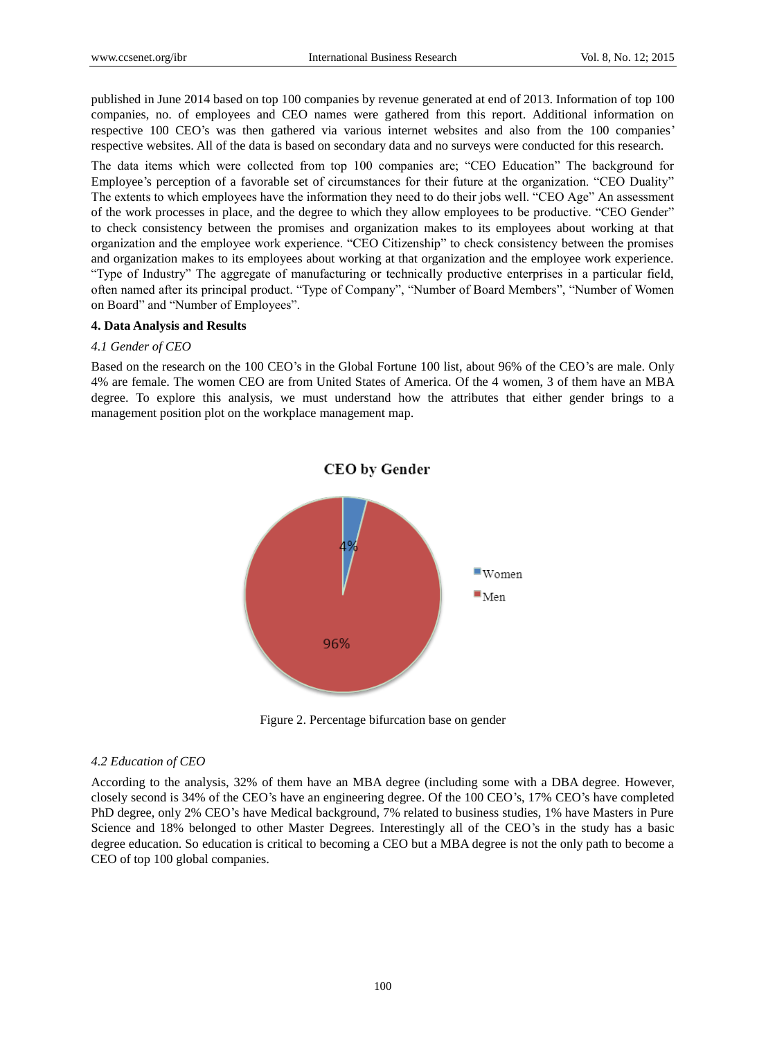published in June 2014 based on top 100 companies by revenue generated at end of 2013. Information of top 100 companies, no. of employees and CEO names were gathered from this report. Additional information on respective 100 CEO's was then gathered via various internet websites and also from the 100 companies' respective websites. All of the data is based on secondary data and no surveys were conducted for this research.

The data items which were collected from top 100 companies are; "CEO Education" The background for Employee's perception of a favorable set of circumstances for their future at the organization. "CEO Duality" The extents to which employees have the information they need to do their jobs well. "CEO Age" An assessment of the work processes in place, and the degree to which they allow employees to be productive. "CEO Gender" to check consistency between the promises and organization makes to its employees about working at that organization and the employee work experience. "CEO Citizenship" to check consistency between the promises and organization makes to its employees about working at that organization and the employee work experience. "Type of Industry" The aggregate of manufacturing or technically productive enterprises in a particular field, often named after its principal product. "Type of Company", "Number of Board Members", "Number of Women on Board" and "Number of Employees".

## 4. Data Analysis and Results

### *4.1 Gender of CEO*

Based on the research on the 100 CEO's in the Global Fortune 100 list, about 96% of the CEO's are male. Only 4% are female. The women CEO are from United States of America. Of the 4 women, 3 of them have an MBA degree. To explore this analysis, we must understand how the attributes that either gender brings to a management position plot on the workplace management map.

**CEO by Gender**

| Gender | Percentage |
|---|---|
| Women | 4% |
| Men | 96% |

Figure 2. Percentage bifurcation base on gender

### *4.2 Education of CEO*

According to the analysis, 32% of them have an MBA degree (including some with a DBA degree. However, closely second is 34% of the CEO's have an engineering degree. Of the 100 CEO's, 17% CEO's have completed PhD degree, only 2% CEO's have Medical background, 7% related to business studies, 1% have Masters in Pure Science and 18% belonged to other Master Degrees. Interestingly all of the CEO's in the study has a basic degree education. So education is critical to becoming a CEO but a MBA degree is not the only path to become a CEO of top 100 global companies.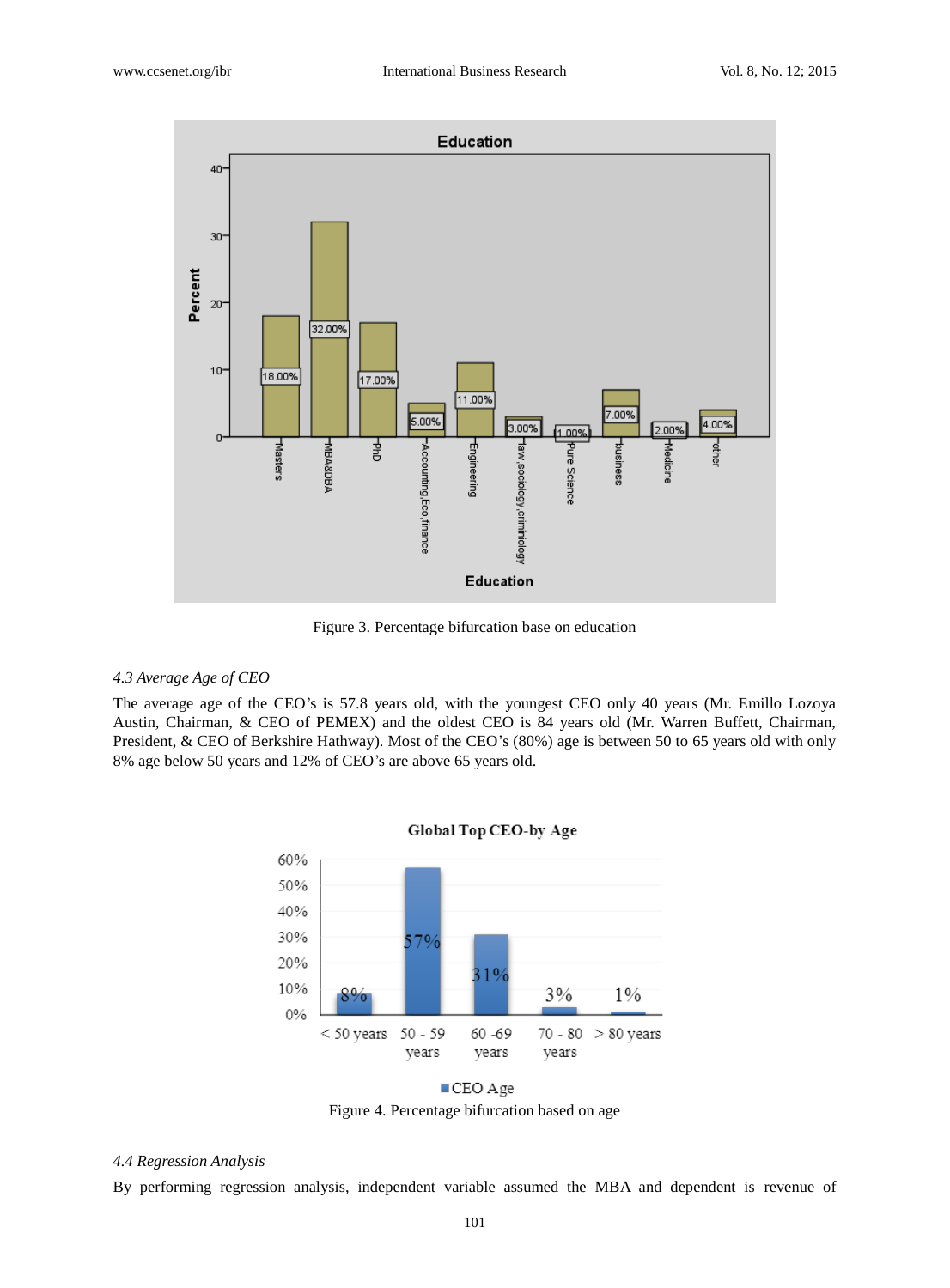Figure 3. Percentage bifurcation base on education

### *4.3 Average Age of CEO*

The average age of the CEO's is 57.8 years old, with the youngest CEO only 40 years (Mr. Emillo Lozoya Austin, Chairman, & CEO of PEMEX) and the oldest CEO is 84 years old (Mr. Warren Buffett, Chairman, President, & CEO of Berkshire Hathway). Most of the CEO's (80%) age is between 50 to 65 years old with only 8% age below 50 years and 12% of CEO's are above 65 years old.

Figure 4. Percentage bifurcation based on age

### *4.4 Regression Analysis*

By performing regression analysis, independent variable assumed the MBA and dependent is revenue of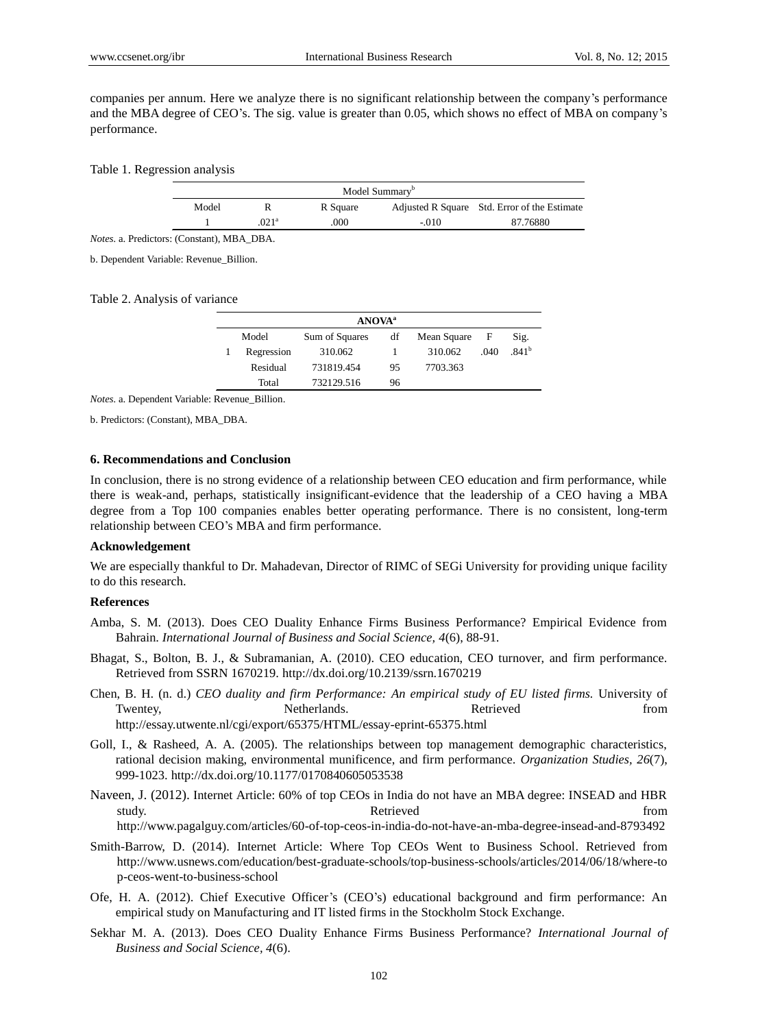companies per annum. Here we analyze there is no significant relationship between the company's performance and the MBA degree of CEO's. The sig. value is greater than 0.05, which shows no effect of MBA on company's performance.

Table 1. Regression analysis

| Model Summary[b] | | | | |
|---|---|---|---|---|
| Model | R | R Square | Adjusted R Square | Std. Error of the Estimate |
| 1 | .021[a] | .000 | -.010 | 87.76880 |

*Notes.* a. Predictors: (Constant), MBA_DBA.

b. Dependent Variable: Revenue_Billion.

Table 2. Analysis of variance

| **ANOVA[a]** | | | | | | |
|---|---|---|---|---|---|---|
| | Model | Sum of Squares | df | Mean Square | F | Sig. |
| 1 | Regression | 310.062 | 1 | 310.062 | .040 | .841[b] |
| | Residual | 731819.454 | 95 | 7703.363 | | |
| | Total | 732129.516 | 96 | | | |

*Notes.* a. Dependent Variable: Revenue_Billion.

b. Predictors: (Constant), MBA_DBA.

### 6. Recommendations and Conclusion

In conclusion, there is no strong evidence of a relationship between CEO education and firm performance, while there is weak-and, perhaps, statistically insignificant-evidence that the leadership of a CEO having a MBA degree from a Top 100 companies enables better operating performance. There is no consistent, long-term relationship between CEO's MBA and firm performance.

**Acknowledgement**

We are especially thankful to Dr. Mahadevan, Director of RIMC of SEGi University for providing unique facility to do this research.

**References**

Amba, S. M. (2013). Does CEO Duality Enhance Firms Business Performance? Empirical Evidence from Bahrain. *International Journal of Business and Social Science, 4*(6), 88-91.

Bhagat, S., Bolton, B. J., & Subramanian, A. (2010). CEO education, CEO turnover, and firm performance. Retrieved from SSRN 1670219. http://dx.doi.org/10.2139/ssrn.1670219

Chen, B. H. (n. d.) *CEO duality and firm Performance: An empirical study of EU listed firms.* University of Twentey, Netherlands. Retrieved from http://essay.utwente.nl/cgi/export/65375/HTML/essay-eprint-65375.html

Goll, I., & Rasheed, A. A. (2005). The relationships between top management demographic characteristics, rational decision making, environmental munificence, and firm performance. *Organization Studies, 26*(7), 999-1023. http://dx.doi.org/10.1177/0170840605053538

Naveen, J. (2012). Internet Article: 60% of top CEOs in India do not have an MBA degree: INSEAD and HBR study. Retrieved from http://www.pagalguy.com/articles/60-of-top-ceos-in-india-do-not-have-an-mba-degree-insead-and-8793492

Smith-Barrow, D. (2014). Internet Article: Where Top CEOs Went to Business School. Retrieved from http://www.usnews.com/education/best-graduate-schools/top-business-schools/articles/2014/06/18/where-top-ceos-went-to-business-school

Ofe, H. A. (2012). Chief Executive Officer's (CEO's) educational background and firm performance: An empirical study on Manufacturing and IT listed firms in the Stockholm Stock Exchange.

Sekhar M. A. (2013). Does CEO Duality Enhance Firms Business Performance? *International Journal of Business and Social Science, 4*(6).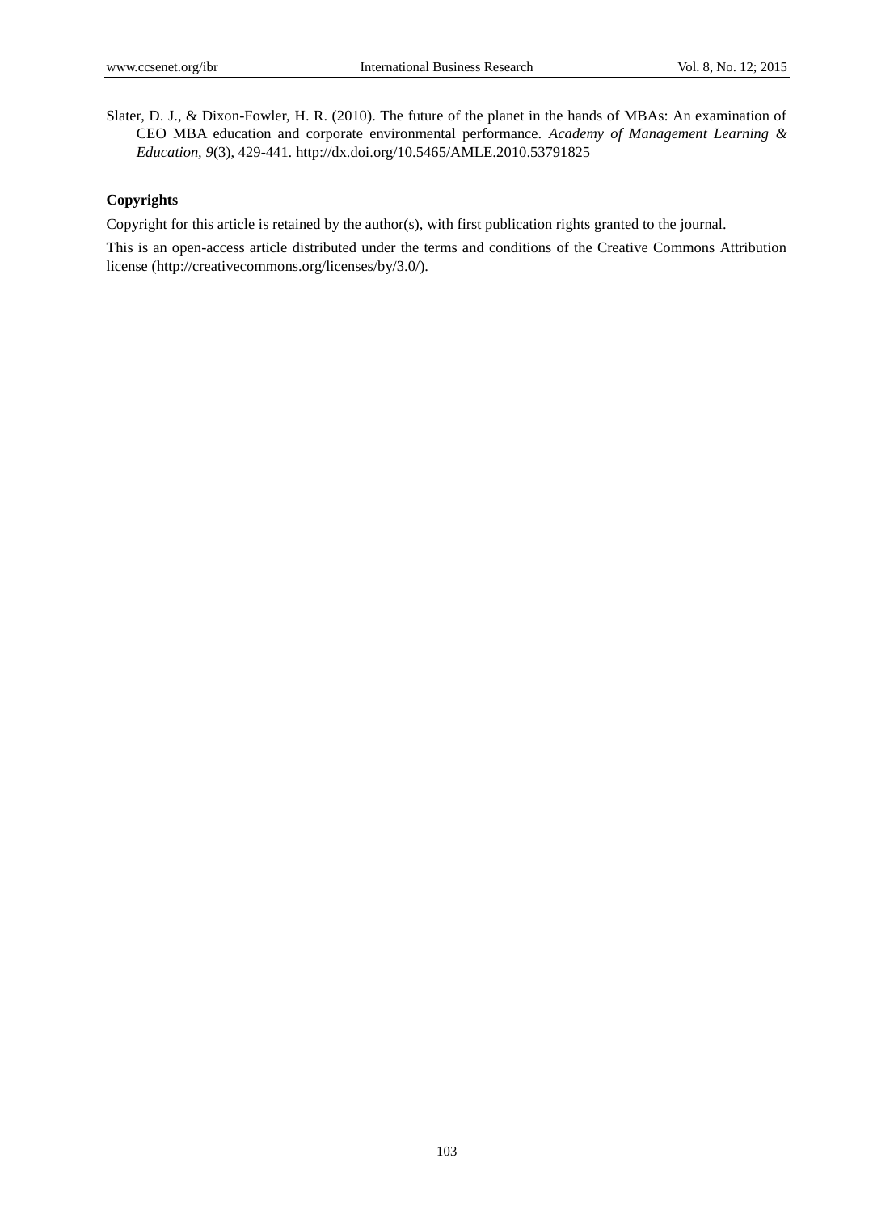Slater, D. J., & Dixon-Fowler, H. R. (2010). The future of the planet in the hands of MBAs: An examination of CEO MBA education and corporate environmental performance. *Academy of Management Learning & Education, 9*(3), 429-441. http://dx.doi.org/10.5465/AMLE.2010.53791825

**Copyrights**

Copyright for this article is retained by the author(s), with first publication rights granted to the journal.

This is an open-access article distributed under the terms and conditions of the Creative Commons Attribution license (http://creativecommons.org/licenses/by/3.0/).